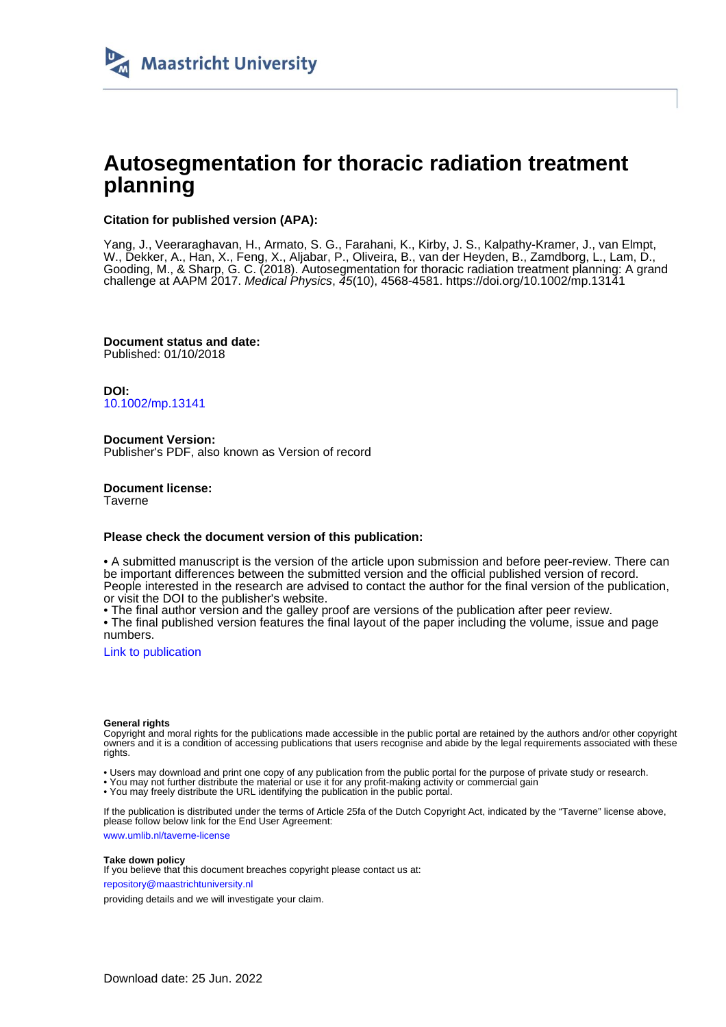Maastricht University

# Autosegmentation for thoracic radiation treatment planning

**Citation for published version (APA):**

Yang, J., Veeraraghavan, H., Armato, S. G., Farahani, K., Kirby, J. S., Kalpathy-Kramer, J., van Elmpt, W., Dekker, A., Han, X., Feng, X., Aljabar, P., Oliveira, B., van der Heyden, B., Zamdborg, L., Lam, D., Gooding, M., & Sharp, G. C. (2018). Autosegmentation for thoracic radiation treatment planning: A grand challenge at AAPM 2017. *Medical Physics*, *45*(10), 4568-4581. https://doi.org/10.1002/mp.13141

**Document status and date:**
Published: 01/10/2018

**DOI:**
10.1002/mp.13141

**Document Version:**
Publisher's PDF, also known as Version of record

**Document license:**
Taverne

**Please check the document version of this publication:**

• A submitted manuscript is the version of the article upon submission and before peer-review. There can be important differences between the submitted version and the official published version of record. People interested in the research are advised to contact the author for the final version of the publication, or visit the DOI to the publisher's website.
• The final author version and the galley proof are versions of the publication after peer review.
• The final published version features the final layout of the paper including the volume, issue and page numbers.

Link to publication

**General rights**
Copyright and moral rights for the publications made accessible in the public portal are retained by the authors and/or other copyright owners and it is a condition of accessing publications that users recognise and abide by the legal requirements associated with these rights.

• Users may download and print one copy of any publication from the public portal for the purpose of private study or research.
• You may not further distribute the material or use it for any profit-making activity or commercial gain
• You may freely distribute the URL identifying the publication in the public portal.

If the publication is distributed under the terms of Article 25fa of the Dutch Copyright Act, indicated by the "Taverne" license above, please follow below link for the End User Agreement:

www.umlib.nl/taverne-license

**Take down policy**
If you believe that this document breaches copyright please contact us at:

repository@maastrichtuniversity.nl

providing details and we will investigate your claim.

Download date: 25 Jun. 2022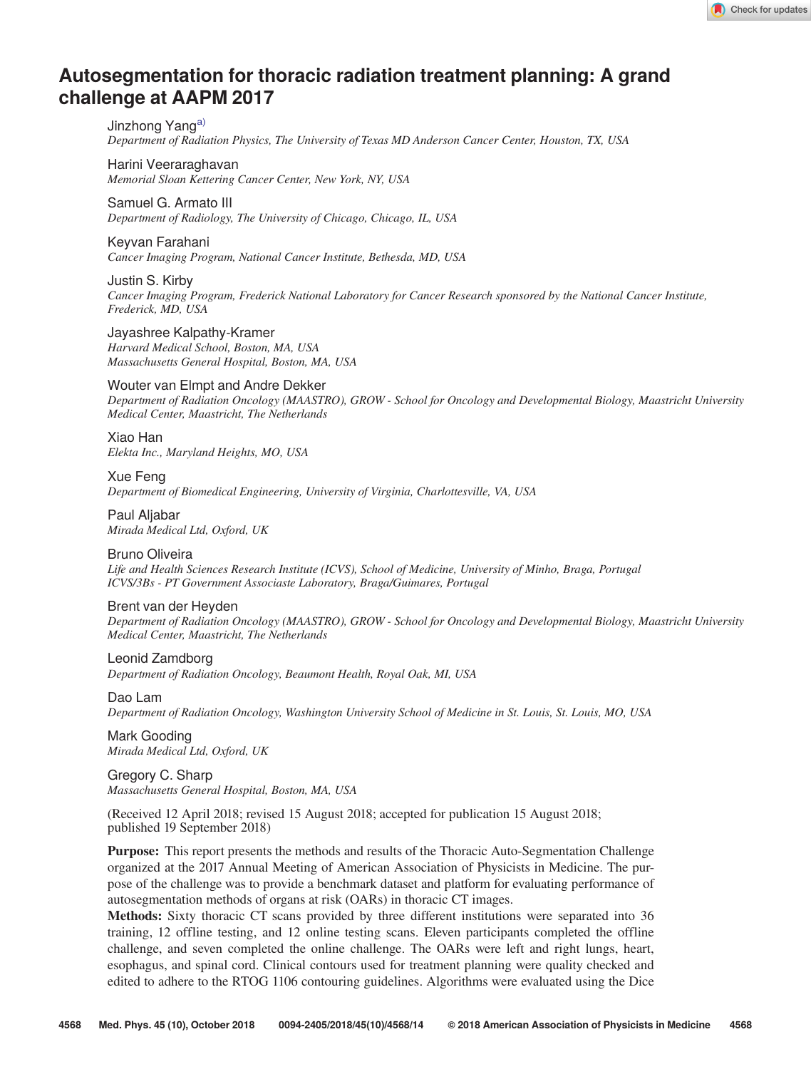# Autosegmentation for thoracic radiation treatment planning: A grand challenge at AAPM 2017

Jinzhong Yang[a)]
*Department of Radiation Physics, The University of Texas MD Anderson Cancer Center, Houston, TX, USA*

Harini Veeraraghavan
*Memorial Sloan Kettering Cancer Center, New York, NY, USA*

Samuel G. Armato III
*Department of Radiology, The University of Chicago, Chicago, IL, USA*

Keyvan Farahani
*Cancer Imaging Program, National Cancer Institute, Bethesda, MD, USA*

Justin S. Kirby
*Cancer Imaging Program, Frederick National Laboratory for Cancer Research sponsored by the National Cancer Institute, Frederick, MD, USA*

Jayashree Kalpathy-Kramer
*Harvard Medical School, Boston, MA, USA*
*Massachusetts General Hospital, Boston, MA, USA*

Wouter van Elmpt and Andre Dekker
*Department of Radiation Oncology (MAASTRO), GROW - School for Oncology and Developmental Biology, Maastricht University Medical Center, Maastricht, The Netherlands*

Xiao Han
*Elekta Inc., Maryland Heights, MO, USA*

Xue Feng
*Department of Biomedical Engineering, University of Virginia, Charlottesville, VA, USA*

Paul Aljabar
*Mirada Medical Ltd, Oxford, UK*

Bruno Oliveira
*Life and Health Sciences Research Institute (ICVS), School of Medicine, University of Minho, Braga, Portugal*
*ICVS/3Bs - PT Government Associaste Laboratory, Braga/Guimaraes, Portugal*

Brent van der Heyden
*Department of Radiation Oncology (MAASTRO), GROW - School for Oncology and Developmental Biology, Maastricht University Medical Center, Maastricht, The Netherlands*

Leonid Zamdborg
*Department of Radiation Oncology, Beaumont Health, Royal Oak, MI, USA*

Dao Lam
*Department of Radiation Oncology, Washington University School of Medicine in St. Louis, St. Louis, MO, USA*

Mark Gooding
*Mirada Medical Ltd, Oxford, UK*

Gregory C. Sharp
*Massachusetts General Hospital, Boston, MA, USA*

(Received 12 April 2018; revised 15 August 2018; accepted for publication 15 August 2018; published 19 September 2018)

**Purpose:** This report presents the methods and results of the Thoracic Auto-Segmentation Challenge organized at the 2017 Annual Meeting of American Association of Physicists in Medicine. The purpose of the challenge was to provide a benchmark dataset and platform for evaluating performance of autosegmentation methods of organs at risk (OARs) in thoracic CT images.

**Methods:** Sixty thoracic CT scans provided by three different institutions were separated into 36 training, 12 offline testing, and 12 online testing scans. Eleven participants completed the offline challenge, and seven completed the online challenge. The OARs were left and right lungs, heart, esophagus, and spinal cord. Clinical contours used for treatment planning were quality checked and edited to adhere to the RTOG 1106 contouring guidelines. Algorithms were evaluated using the Dice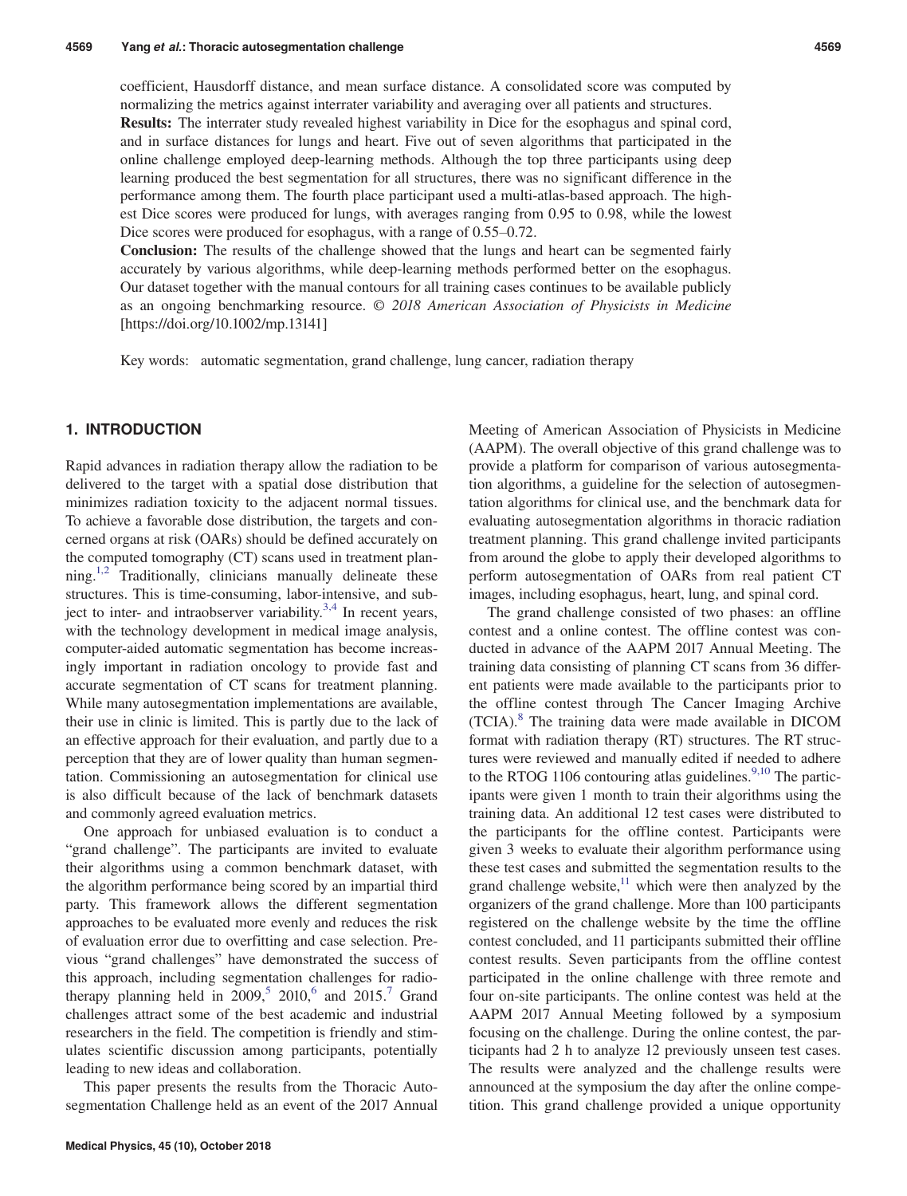coefficient, Hausdorff distance, and mean surface distance. A consolidated score was computed by normalizing the metrics against interrater variability and averaging over all patients and structures.

**Results:** The interrater study revealed highest variability in Dice for the esophagus and spinal cord, and in surface distances for lungs and heart. Five out of seven algorithms that participated in the online challenge employed deep-learning methods. Although the top three participants using deep learning produced the best segmentation for all structures, there was no significant difference in the performance among them. The fourth place participant used a multi-atlas-based approach. The highest Dice scores were produced for lungs, with averages ranging from 0.95 to 0.98, while the lowest Dice scores were produced for esophagus, with a range of 0.55–0.72.

**Conclusion:** The results of the challenge showed that the lungs and heart can be segmented fairly accurately by various algorithms, while deep-learning methods performed better on the esophagus. Our dataset together with the manual contours for all training cases continues to be available publicly as an ongoing benchmarking resource. © *2018 American Association of Physicists in Medicine* [https://doi.org/10.1002/mp.13141]

Key words: automatic segmentation, grand challenge, lung cancer, radiation therapy

## 1. INTRODUCTION

Rapid advances in radiation therapy allow the radiation to be delivered to the target with a spatial dose distribution that minimizes radiation toxicity to the adjacent normal tissues. To achieve a favorable dose distribution, the targets and concerned organs at risk (OARs) should be defined accurately on the computed tomography (CT) scans used in treatment planning.[1,2] Traditionally, clinicians manually delineate these structures. This is time-consuming, labor-intensive, and subject to inter- and intraobserver variability.[3,4] In recent years, with the technology development in medical image analysis, computer-aided automatic segmentation has become increasingly important in radiation oncology to provide fast and accurate segmentation of CT scans for treatment planning. While many autosegmentation implementations are available, their use in clinic is limited. This is partly due to the lack of an effective approach for their evaluation, and partly due to a perception that they are of lower quality than human segmentation. Commissioning an autosegmentation for clinical use is also difficult because of the lack of benchmark datasets and commonly agreed evaluation metrics.

One approach for unbiased evaluation is to conduct a "grand challenge". The participants are invited to evaluate their algorithms using a common benchmark dataset, with the algorithm performance being scored by an impartial third party. This framework allows the different segmentation approaches to be evaluated more evenly and reduces the risk of evaluation error due to overfitting and case selection. Previous "grand challenges" have demonstrated the success of this approach, including segmentation challenges for radiotherapy planning held in 2009,[5] 2010,[6] and 2015.[7] Grand challenges attract some of the best academic and industrial researchers in the field. The competition is friendly and stimulates scientific discussion among participants, potentially leading to new ideas and collaboration.

This paper presents the results from the Thoracic Autosegmentation Challenge held as an event of the 2017 Annual Meeting of American Association of Physicists in Medicine (AAPM). The overall objective of this grand challenge was to provide a platform for comparison of various autosegmentation algorithms, a guideline for the selection of autosegmentation algorithms for clinical use, and the benchmark data for evaluating autosegmentation algorithms in thoracic radiation treatment planning. This grand challenge invited participants from around the globe to apply their developed algorithms to perform autosegmentation of OARs from real patient CT images, including esophagus, heart, lung, and spinal cord.

The grand challenge consisted of two phases: an offline contest and a online contest. The offline contest was conducted in advance of the AAPM 2017 Annual Meeting. The training data consisting of planning CT scans from 36 different patients were made available to the participants prior to the offline contest through The Cancer Imaging Archive (TCIA).[8] The training data were made available in DICOM format with radiation therapy (RT) structures. The RT structures were reviewed and manually edited if needed to adhere to the RTOG 1106 contouring atlas guidelines.[9,10] The participants were given 1 month to train their algorithms using the training data. An additional 12 test cases were distributed to the participants for the offline contest. Participants were given 3 weeks to evaluate their algorithm performance using these test cases and submitted the segmentation results to the grand challenge website,[11] which were then analyzed by the organizers of the grand challenge. More than 100 participants registered on the challenge website by the time the offline contest concluded, and 11 participants submitted their offline contest results. Seven participants from the offline contest participated in the online challenge with three remote and four on-site participants. The online contest was held at the AAPM 2017 Annual Meeting followed by a symposium focusing on the challenge. During the online contest, the participants had 2 h to analyze 12 previously unseen test cases. The results were analyzed and the challenge results were announced at the symposium the day after the online competition. This grand challenge provided a unique opportunity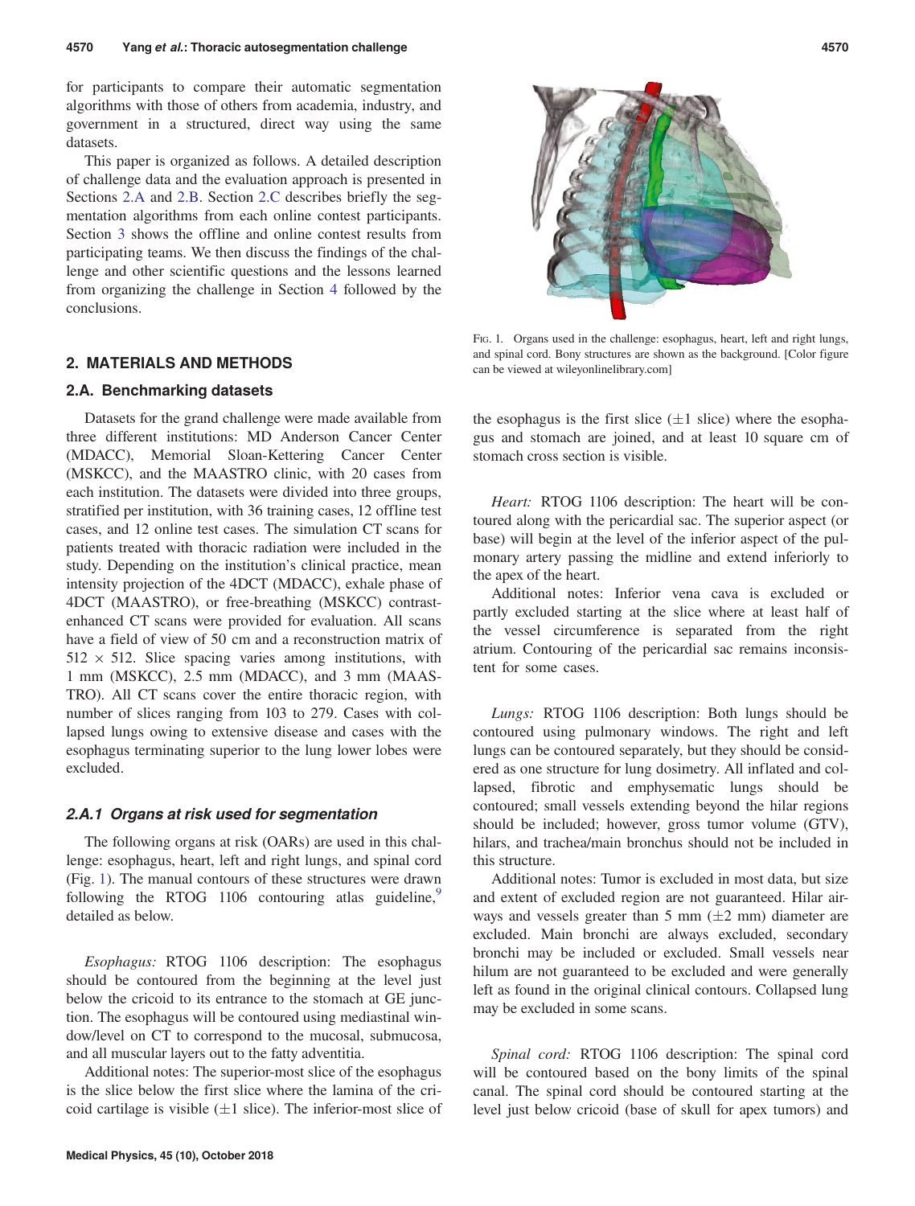for participants to compare their automatic segmentation algorithms with those of others from academia, industry, and government in a structured, direct way using the same datasets.

This paper is organized as follows. A detailed description of challenge data and the evaluation approach is presented in Sections 2.A and 2.B. Section 2.C describes briefly the segmentation algorithms from each online contest participants. Section 3 shows the offline and online contest results from participating teams. We then discuss the findings of the challenge and other scientific questions and the lessons learned from organizing the challenge in Section 4 followed by the conclusions.

## 2. MATERIALS AND METHODS

### 2.A. Benchmarking datasets

Datasets for the grand challenge were made available from three different institutions: MD Anderson Cancer Center (MDACC), Memorial Sloan-Kettering Cancer Center (MSKCC), and the MAASTRO clinic, with 20 cases from each institution. The datasets were divided into three groups, stratified per institution, with 36 training cases, 12 offline test cases, and 12 online test cases. The simulation CT scans for patients treated with thoracic radiation were included in the study. Depending on the institution's clinical practice, mean intensity projection of the 4DCT (MDACC), exhale phase of 4DCT (MAASTRO), or free-breathing (MSKCC) contrast-enhanced CT scans were provided for evaluation. All scans have a field of view of 50 cm and a reconstruction matrix of $512 \times 512$. Slice spacing varies among institutions, with 1 mm (MSKCC), 2.5 mm (MDACC), and 3 mm (MAASTRO). All CT scans cover the entire thoracic region, with number of slices ranging from 103 to 279. Cases with collapsed lungs owing to extensive disease and cases with the esophagus terminating superior to the lung lower lobes were excluded.

#### 2.A.1 Organs at risk used for segmentation

The following organs at risk (OARs) are used in this challenge: esophagus, heart, left and right lungs, and spinal cord (Fig. 1). The manual contours of these structures were drawn following the RTOG 1106 contouring atlas guideline,[9] detailed as below.

*Esophagus:* RTOG 1106 description: The esophagus should be contoured from the beginning at the level just below the cricoid to its entrance to the stomach at GE junction. The esophagus will be contoured using mediastinal window/level on CT to correspond to the mucosal, submucosa, and all muscular layers out to the fatty adventitia.

Additional notes: The superior-most slice of the esophagus is the slice below the first slice where the lamina of the cricoid cartilage is visible ($\pm 1$ slice). The inferior-most slice of the esophagus is the first slice ($\pm 1$ slice) where the esophagus and stomach are joined, and at least 10 square cm of stomach cross section is visible.

Fig. 1. Organs used in the challenge: esophagus, heart, left and right lungs, and spinal cord. Bony structures are shown as the background. [Color figure can be viewed at wileyonlinelibrary.com]

*Heart:* RTOG 1106 description: The heart will be contoured along with the pericardial sac. The superior aspect (or base) will begin at the level of the inferior aspect of the pulmonary artery passing the midline and extend inferiorly to the apex of the heart.

Additional notes: Inferior vena cava is excluded or partly excluded starting at the slice where at least half of the vessel circumference is separated from the right atrium. Contouring of the pericardial sac remains inconsistent for some cases.

*Lungs:* RTOG 1106 description: Both lungs should be contoured using pulmonary windows. The right and left lungs can be contoured separately, but they should be considered as one structure for lung dosimetry. All inflated and collapsed, fibrotic and emphysematic lungs should be contoured; small vessels extending beyond the hilar regions should be included; however, gross tumor volume (GTV), hilars, and trachea/main bronchus should not be included in this structure.

Additional notes: Tumor is excluded in most data, but size and extent of excluded region are not guaranteed. Hilar airways and vessels greater than 5 mm ($\pm 2$ mm) diameter are excluded. Main bronchi are always excluded, secondary bronchi may be included or excluded. Small vessels near hilum are not guaranteed to be excluded and were generally left as found in the original clinical contours. Collapsed lung may be excluded in some scans.

*Spinal cord:* RTOG 1106 description: The spinal cord will be contoured based on the bony limits of the spinal canal. The spinal cord should be contoured starting at the level just below cricoid (base of skull for apex tumors) and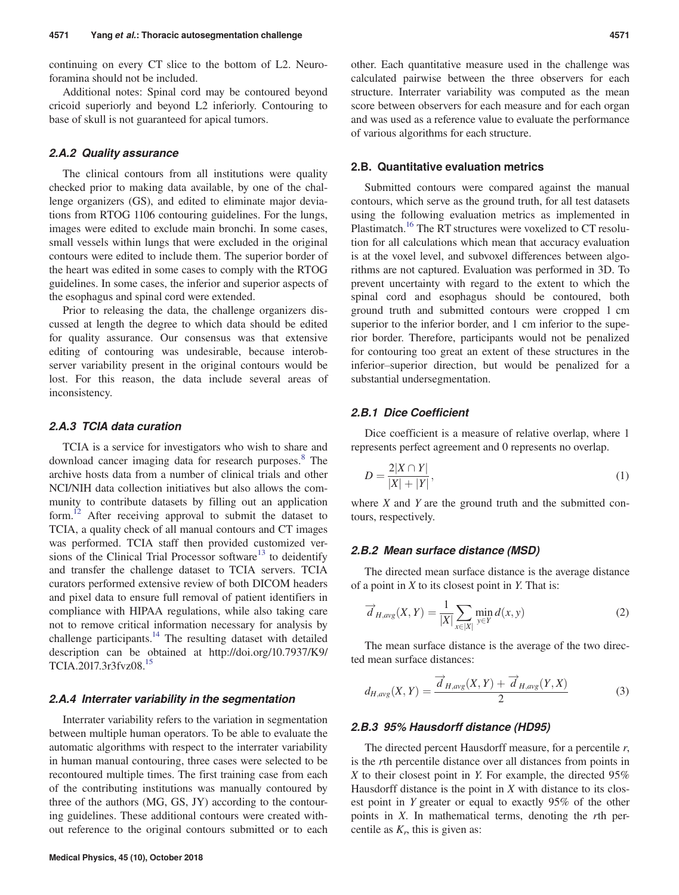continuing on every CT slice to the bottom of L2. Neuroforamina should not be included.

Additional notes: Spinal cord may be contoured beyond cricoid superiorly and beyond L2 inferiorly. Contouring to base of skull is not guaranteed for apical tumors.

#### 2.A.2 Quality assurance

The clinical contours from all institutions were quality checked prior to making data available, by one of the challenge organizers (GS), and edited to eliminate major deviations from RTOG 1106 contouring guidelines. For the lungs, images were edited to exclude main bronchi. In some cases, small vessels within lungs that were excluded in the original contours were edited to include them. The superior border of the heart was edited in some cases to comply with the RTOG guidelines. In some cases, the inferior and superior aspects of the esophagus and spinal cord were extended.

Prior to releasing the data, the challenge organizers discussed at length the degree to which data should be edited for quality assurance. Our consensus was that extensive editing of contouring was undesirable, because interobserver variability present in the original contours would be lost. For this reason, the data include several areas of inconsistency.

#### 2.A.3 TCIA data curation

TCIA is a service for investigators who wish to share and download cancer imaging data for research purposes.[8] The archive hosts data from a number of clinical trials and other NCI/NIH data collection initiatives but also allows the community to contribute datasets by filling out an application form.[12] After receiving approval to submit the dataset to TCIA, a quality check of all manual contours and CT images was performed. TCIA staff then provided customized versions of the Clinical Trial Processor software[13] to deidentify and transfer the challenge dataset to TCIA servers. TCIA curators performed extensive review of both DICOM headers and pixel data to ensure full removal of patient identifiers in compliance with HIPAA regulations, while also taking care not to remove critical information necessary for analysis by challenge participants.[14] The resulting dataset with detailed description can be obtained at http://doi.org/10.7937/K9/TCIA.2017.3r3fvz08.[15]

#### 2.A.4 Interrater variability in the segmentation

Interrater variability refers to the variation in segmentation between multiple human operators. To be able to evaluate the automatic algorithms with respect to the interrater variability in human manual contouring, three cases were selected to be recontoured multiple times. The first training case from each of the contributing institutions was manually contoured by three of the authors (MG, GS, JY) according to the contouring guidelines. These additional contours were created without reference to the original contours submitted or to each other. Each quantitative measure used in the challenge was calculated pairwise between the three observers for each structure. Interrater variability was computed as the mean score between observers for each measure and for each organ and was used as a reference value to evaluate the performance of various algorithms for each structure.

### 2.B. Quantitative evaluation metrics

Submitted contours were compared against the manual contours, which serve as the ground truth, for all test datasets using the following evaluation metrics as implemented in Plastimatch.[16] The RT structures were voxelized to CT resolution for all calculations which mean that accuracy evaluation is at the voxel level, and subvoxel differences between algorithms are not captured. Evaluation was performed in 3D. To prevent uncertainty with regard to the extent to which the spinal cord and esophagus should be contoured, both ground truth and submitted contours were cropped 1 cm superior to the inferior border, and 1 cm inferior to the superior border. Therefore, participants would not be penalized for contouring too great an extent of these structures in the inferior–superior direction, but would be penalized for a substantial undersegmentation.

#### 2.B.1 Dice Coefficient

Dice coefficient is a measure of relative overlap, where 1 represents perfect agreement and 0 represents no overlap.

$$D = \frac{2|X \cap Y|}{|X| + |Y|}, \tag{1}$$

where $X$ and $Y$ are the ground truth and the submitted contours, respectively.

#### 2.B.2 Mean surface distance (MSD)

The directed mean surface distance is the average distance of a point in $X$ to its closest point in $Y$. That is:

$$\overrightarrow{d}_{H,avg}(X,Y) = \frac{1}{|X|} \sum_{x \in |X|} \min_{y \in Y} d(x,y) \tag{2}$$

The mean surface distance is the average of the two directed mean surface distances:

$$d_{H,avg}(X,Y) = \frac{\overrightarrow{d}_{H,avg}(X,Y) + \overrightarrow{d}_{H,avg}(Y,X)}{2} \tag{3}$$

#### 2.B.3 95% Hausdorff distance (HD95)

The directed percent Hausdorff measure, for a percentile $r$, is the $r$th percentile distance over all distances from points in $X$ to their closest point in $Y$. For example, the directed 95% Hausdorff distance is the point in $X$ with distance to its closest point in $Y$ greater or equal to exactly 95% of the other points in $X$. In mathematical terms, denoting the $r$th percentile as $K_r$, this is given as: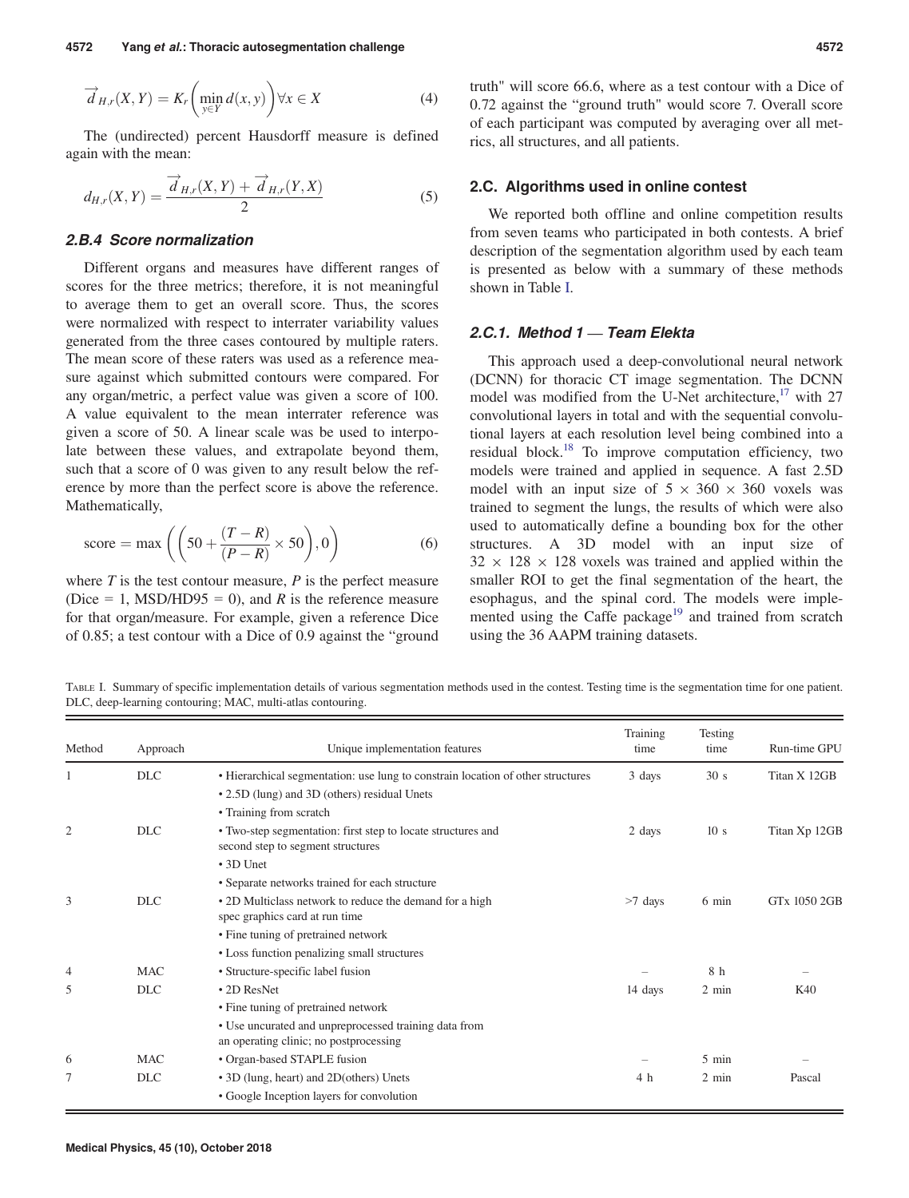$$\overrightarrow{d}_{H,r}(X,Y) = K_r\left(\min_{y \in Y} d(x,y)\right) \forall x \in X \tag{4}$$

The (undirected) percent Hausdorff measure is defined again with the mean:

$$d_{H,r}(X,Y) = \frac{\overrightarrow{d}_{H,r}(X,Y) + \overrightarrow{d}_{H,r}(Y,X)}{2} \tag{5}$$

### 2.B.4 Score normalization

Different organs and measures have different ranges of scores for the three metrics; therefore, it is not meaningful to average them to get an overall score. Thus, the scores were normalized with respect to interrater variability values generated from the three cases contoured by multiple raters. The mean score of these raters was used as a reference measure against which submitted contours were compared. For any organ/metric, a perfect value was given a score of 100. A value equivalent to the mean interrater reference was given a score of 50. A linear scale was used to interpolate between these values, and extrapolate beyond them, such that a score of 0 was given to any result below the reference by more than the perfect score is above the reference. Mathematically,

$$\text{score} = \max\left(\left(50 + \frac{(T-R)}{(P-R)} \times 50\right), 0\right) \tag{6}$$

where $T$ is the test contour measure, $P$ is the perfect measure (Dice = 1, MSD/HD95 = 0), and $R$ is the reference measure for that organ/measure. For example, given a reference Dice of 0.85; a test contour with a Dice of 0.9 against the "ground truth" will score 66.6, where as a test contour with a Dice of 0.72 against the "ground truth" would score 7. Overall score of each participant was computed by averaging over all metrics, all structures, and all patients.

## 2.C. Algorithms used in online contest

We reported both offline and online competition results from seven teams who participated in both contests. A brief description of the segmentation algorithm used by each team is presented as below with a summary of these methods shown in Table I.

### 2.C.1. Method 1 — Team Elekta

This approach used a deep-convolutional neural network (DCNN) for thoracic CT image segmentation. The DCNN model was modified from the U-Net architecture,[17] with 27 convolutional layers in total and with the sequential convolutional layers at each resolution level being combined into a residual block.[18] To improve computation efficiency, two models were trained and applied in sequence. A fast 2.5D model with an input size of 5 × 360 × 360 voxels was trained to segment the lungs, the results of which were also used to automatically define a bounding box for the other structures. A 3D model with an input size of 32 × 128 × 128 voxels was trained and applied within the smaller ROI to get the final segmentation of the heart, the esophagus, and the spinal cord. The models were implemented using the Caffe package[19] and trained from scratch using the 36 AAPM training datasets.

TABLE I. Summary of specific implementation details of various segmentation methods used in the contest. Testing time is the segmentation time for one patient. DLC, deep-learning contouring; MAC, multi-atlas contouring.

| Method | Approach | Unique implementation features | Training time | Testing time | Run-time GPU |
|---|---|---|---|---|---|
| 1 | DLC | • Hierarchical segmentation: use lung to constrain location of other structures<br>• 2.5D (lung) and 3D (others) residual Unets<br>• Training from scratch | 3 days | 30 s | Titan X 12GB |
| 2 | DLC | • Two-step segmentation: first step to locate structures and second step to segment structures<br>• 3D Unet<br>• Separate networks trained for each structure | 2 days | 10 s | Titan Xp 12GB |
| 3 | DLC | • 2D Multiclass network to reduce the demand for a high spec graphics card at run time<br>• Fine tuning of pretrained network<br>• Loss function penalizing small structures | >7 days | 6 min | GTx 1050 2GB |
| 4 | MAC | • Structure-specific label fusion | – | 8 h | – |
| 5 | DLC | • 2D ResNet<br>• Fine tuning of pretrained network<br>• Use uncurated and unpreprocessed training data from an operating clinic; no postprocessing | 14 days | 2 min | K40 |
| 6 | MAC | • Organ-based STAPLE fusion | – | 5 min | – |
| 7 | DLC | • 3D (lung, heart) and 2D(others) Unets<br>• Google Inception layers for convolution | 4 h | 2 min | Pascal |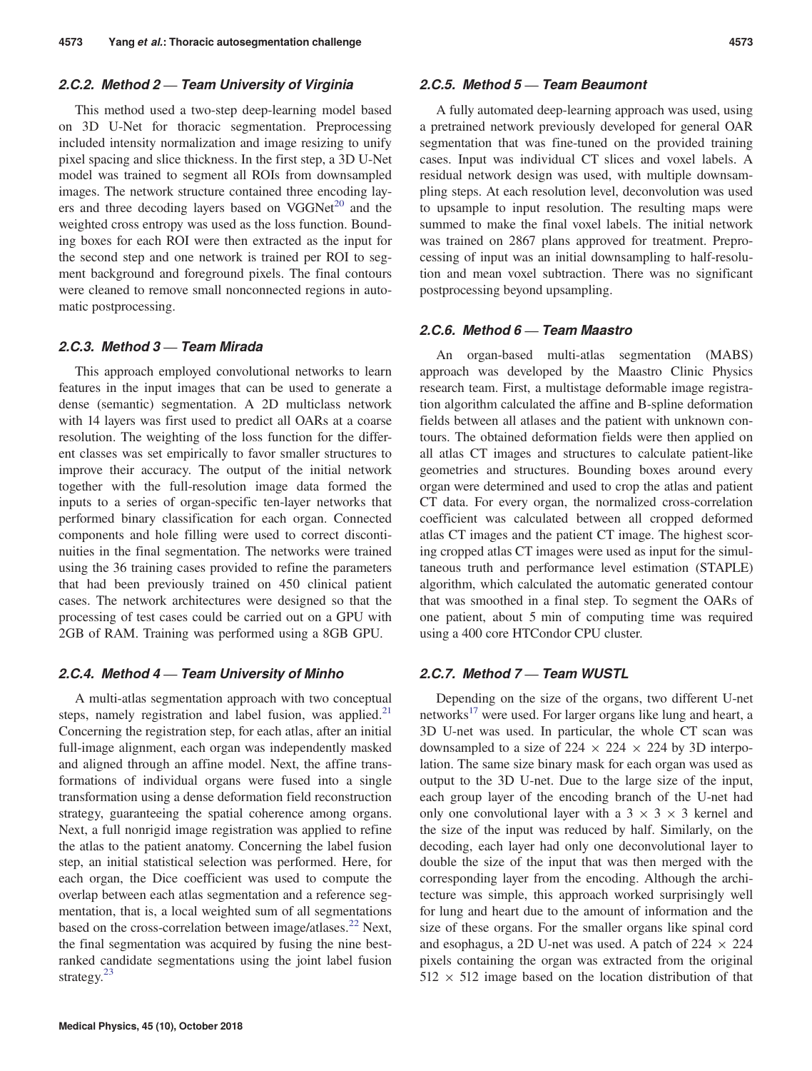#### 2.C.2. Method 2 — Team University of Virginia

This method used a two-step deep-learning model based on 3D U-Net for thoracic segmentation. Preprocessing included intensity normalization and image resizing to unify pixel spacing and slice thickness. In the first step, a 3D U-Net model was trained to segment all ROIs from downsampled images. The network structure contained three encoding layers and three decoding layers based on VGGNet[20] and the weighted cross entropy was used as the loss function. Bounding boxes for each ROI were then extracted as the input for the second step and one network is trained per ROI to segment background and foreground pixels. The final contours were cleaned to remove small nonconnected regions in automatic postprocessing.

#### 2.C.3. Method 3 — Team Mirada

This approach employed convolutional networks to learn features in the input images that can be used to generate a dense (semantic) segmentation. A 2D multiclass network with 14 layers was first used to predict all OARs at a coarse resolution. The weighting of the loss function for the different classes was set empirically to favor smaller structures to improve their accuracy. The output of the initial network together with the full-resolution image data formed the inputs to a series of organ-specific ten-layer networks that performed binary classification for each organ. Connected components and hole filling were used to correct discontinuities in the final segmentation. The networks were trained using the 36 training cases provided to refine the parameters that had been previously trained on 450 clinical patient cases. The network architectures were designed so that the processing of test cases could be carried out on a GPU with 2GB of RAM. Training was performed using a 8GB GPU.

#### 2.C.4. Method 4 — Team University of Minho

A multi-atlas segmentation approach with two conceptual steps, namely registration and label fusion, was applied.[21] Concerning the registration step, for each atlas, after an initial full-image alignment, each organ was independently masked and aligned through an affine model. Next, the affine transformations of individual organs were fused into a single transformation using a dense deformation field reconstruction strategy, guaranteeing the spatial coherence among organs. Next, a full nonrigid image registration was applied to refine the atlas to the patient anatomy. Concerning the label fusion step, an initial statistical selection was performed. Here, for each organ, the Dice coefficient was used to compute the overlap between each atlas segmentation and a reference segmentation, that is, a local weighted sum of all segmentations based on the cross-correlation between image/atlases.[22] Next, the final segmentation was acquired by fusing the nine best-ranked candidate segmentations using the joint label fusion strategy.[23]

#### 2.C.5. Method 5 — Team Beaumont

A fully automated deep-learning approach was used, using a pretrained network previously developed for general OAR segmentation that was fine-tuned on the provided training cases. Input was individual CT slices and voxel labels. A residual network design was used, with multiple downsampling steps. At each resolution level, deconvolution was used to upsample to input resolution. The resulting maps were summed to make the final voxel labels. The initial network was trained on 2867 plans approved for treatment. Preprocessing of input was an initial downsampling to half-resolution and mean voxel subtraction. There was no significant postprocessing beyond upsampling.

#### 2.C.6. Method 6 — Team Maastro

An organ-based multi-atlas segmentation (MABS) approach was developed by the Maastro Clinic Physics research team. First, a multistage deformable image registration algorithm calculated the affine and B-spline deformation fields between all atlases and the patient with unknown contours. The obtained deformation fields were then applied on all atlas CT images and structures to calculate patient-like geometries and structures. Bounding boxes around every organ were determined and used to crop the atlas and patient CT data. For every organ, the normalized cross-correlation coefficient was calculated between all cropped deformed atlas CT images and the patient CT image. The highest scoring cropped atlas CT images were used as input for the simultaneous truth and performance level estimation (STAPLE) algorithm, which calculated the automatic generated contour that was smoothed in a final step. To segment the OARs of one patient, about 5 min of computing time was required using a 400 core HTCondor CPU cluster.

#### 2.C.7. Method 7 — Team WUSTL

Depending on the size of the organs, two different U-net networks[17] were used. For larger organs like lung and heart, a 3D U-net was used. In particular, the whole CT scan was downsampled to a size of $224 \times 224 \times 224$ by 3D interpolation. The same size binary mask for each organ was used as output to the 3D U-net. Due to the large size of the input, each group layer of the encoding branch of the U-net had only one convolutional layer with a $3 \times 3 \times 3$ kernel and the size of the input was reduced by half. Similarly, on the decoding, each layer had only one deconvolutional layer to double the size of the input that was then merged with the corresponding layer from the encoding. Although the architecture was simple, this approach worked surprisingly well for lung and heart due to the amount of information and the size of these organs. For the smaller organs like spinal cord and esophagus, a 2D U-net was used. A patch of $224 \times 224$ pixels containing the organ was extracted from the original $512 \times 512$ image based on the location distribution of that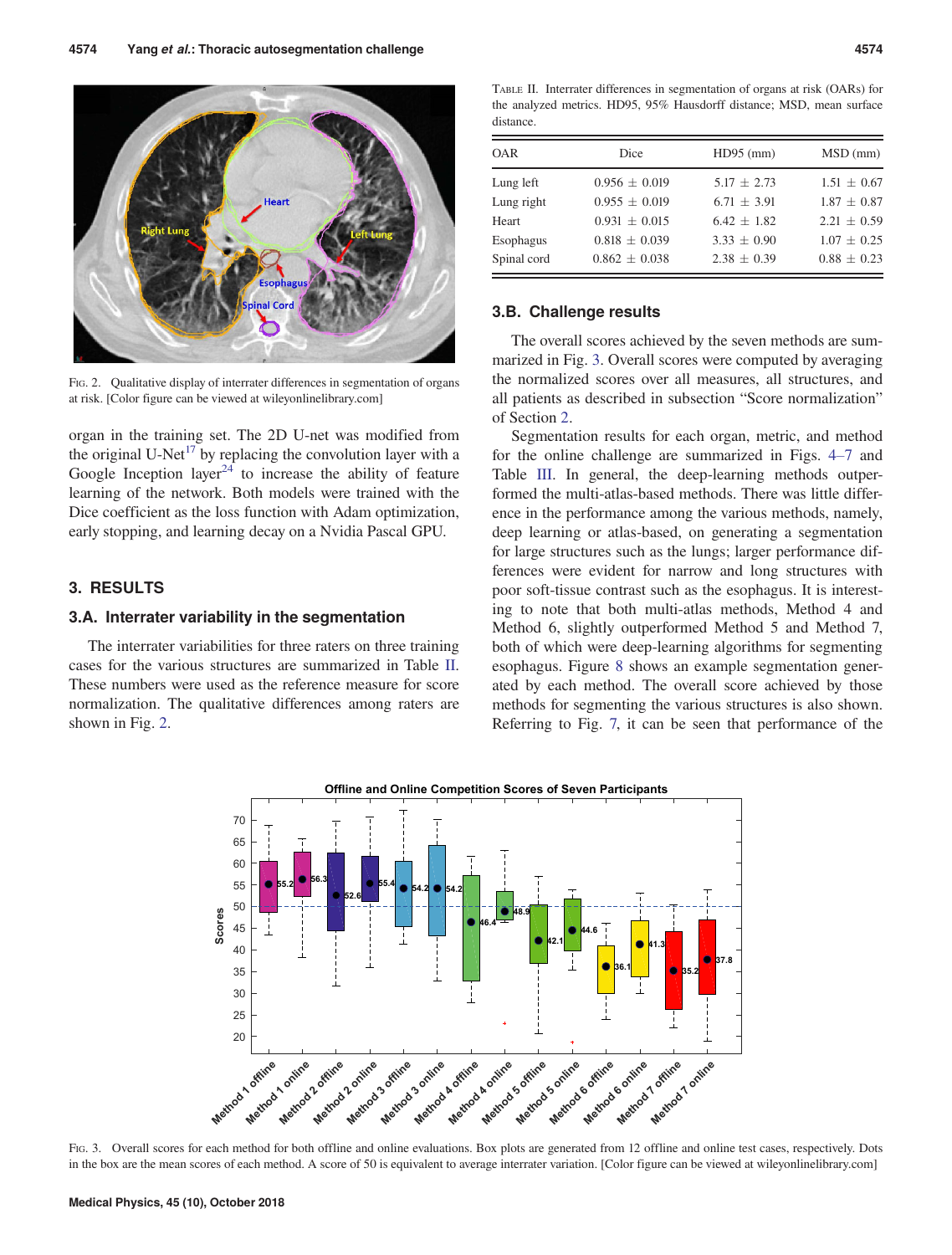Fig. 2. Qualitative display of interrater differences in segmentation of organs at risk. [Color figure can be viewed at wileyonlinelibrary.com]

organ in the training set. The 2D U-net was modified from the original U-Net[17] by replacing the convolution layer with a Google Inception layer[24] to increase the ability of feature learning of the network. Both models were trained with the Dice coefficient as the loss function with Adam optimization, early stopping, and learning decay on a Nvidia Pascal GPU.

## 3. RESULTS

### 3.A. Interrater variability in the segmentation

The interrater variabilities for three raters on three training cases for the various structures are summarized in Table II. These numbers were used as the reference measure for score normalization. The qualitative differences among raters are shown in Fig. 2.

Table II. Interrater differences in segmentation of organs at risk (OARs) for the analyzed metrics. HD95, 95% Hausdorff distance; MSD, mean surface distance.

| OAR | Dice | HD95 (mm) | MSD (mm) |
|---|---|---|---|
| Lung left | 0.956 ± 0.019 | 5.17 ± 2.73 | 1.51 ± 0.67 |
| Lung right | 0.955 ± 0.019 | 6.71 ± 3.91 | 1.87 ± 0.87 |
| Heart | 0.931 ± 0.015 | 6.42 ± 1.82 | 2.21 ± 0.59 |
| Esophagus | 0.818 ± 0.039 | 3.33 ± 0.90 | 1.07 ± 0.25 |
| Spinal cord | 0.862 ± 0.038 | 2.38 ± 0.39 | 0.88 ± 0.23 |

### 3.B. Challenge results

The overall scores achieved by the seven methods are summarized in Fig. 3. Overall scores were computed by averaging the normalized scores over all measures, all structures, and all patients as described in subsection "Score normalization" of Section 2.

Segmentation results for each organ, metric, and method for the online challenge are summarized in Figs. 4–7 and Table III. In general, the deep-learning methods outperformed the multi-atlas-based methods. There was little difference in the performance among the various methods, namely, deep learning or atlas-based, on generating a segmentation for large structures such as the lungs; larger performance differences were evident for narrow and long structures with poor soft-tissue contrast such as the esophagus. It is interesting to note that both multi-atlas methods, Method 4 and Method 6, slightly outperformed Method 5 and Method 7, both of which were deep-learning algorithms for segmenting esophagus. Figure 8 shows an example segmentation generated by each method. The overall score achieved by those methods for segmenting the various structures is also shown. Referring to Fig. 7, it can be seen that performance of the

Fig. 3. Overall scores for each method for both offline and online evaluations. Box plots are generated from 12 offline and online test cases, respectively. Dots in the box are the mean scores of each method. A score of 50 is equivalent to average interrater variation. [Color figure can be viewed at wileyonlinelibrary.com]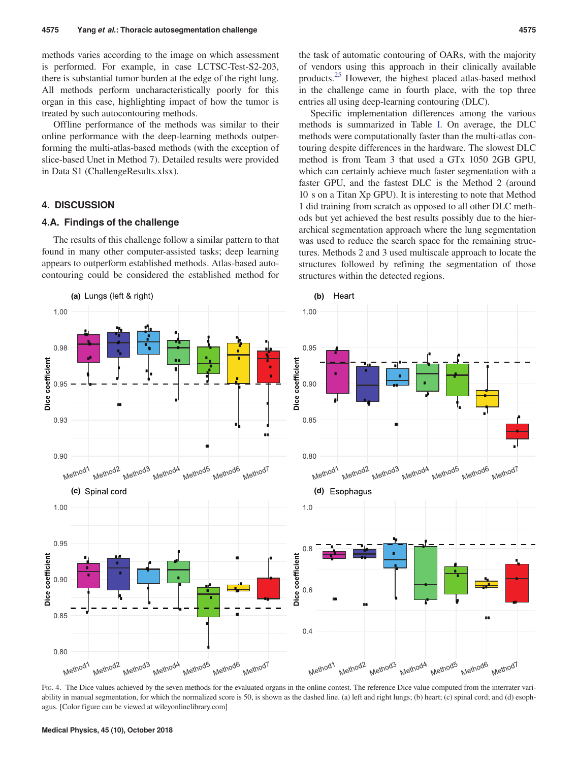methods varies according to the image on which assessment is performed. For example, in case LCTSC-Test-S2-203, there is substantial tumor burden at the edge of the right lung. All methods perform uncharacteristically poorly for this organ in this case, highlighting impact of how the tumor is treated by such autocontouring methods.

Offline performance of the methods was similar to their online performance with the deep-learning methods outperforming the multi-atlas-based methods (with the exception of slice-based Unet in Method 7). Detailed results were provided in Data S1 (ChallengeResults.xlsx).

## 4. DISCUSSION

### 4.A. Findings of the challenge

The results of this challenge follow a similar pattern to that found in many other computer-assisted tasks; deep learning appears to outperform established methods. Atlas-based autocontouring could be considered the established method for the task of automatic contouring of OARs, with the majority of vendors using this approach in their clinically available products.[25] However, the highest placed atlas-based method in the challenge came in fourth place, with the top three entries all using deep-learning contouring (DLC).

Specific implementation differences among the various methods is summarized in Table I. On average, the DLC methods were computationally faster than the multi-atlas contouring despite differences in the hardware. The slowest DLC method is from Team 3 that used a GTx 1050 2GB GPU, which can certainly achieve much faster segmentation with a faster GPU, and the fastest DLC is the Method 2 (around 10 s on a Titan Xp GPU). It is interesting to note that Method 1 did training from scratch as opposed to all other DLC methods but yet achieved the best results possibly due to the hierarchical segmentation approach where the lung segmentation was used to reduce the search space for the remaining structures. Methods 2 and 3 used multiscale approach to locate the structures followed by refining the segmentation of those structures within the detected regions.

Fig. 4. The Dice values achieved by the seven methods for the evaluated organs in the online contest. The reference Dice value computed from the interrater variability in manual segmentation, for which the normalized score is 50, is shown as the dashed line. (a) left and right lungs; (b) heart; (c) spinal cord; and (d) esophagus. [Color figure can be viewed at wileyonlinelibrary.com]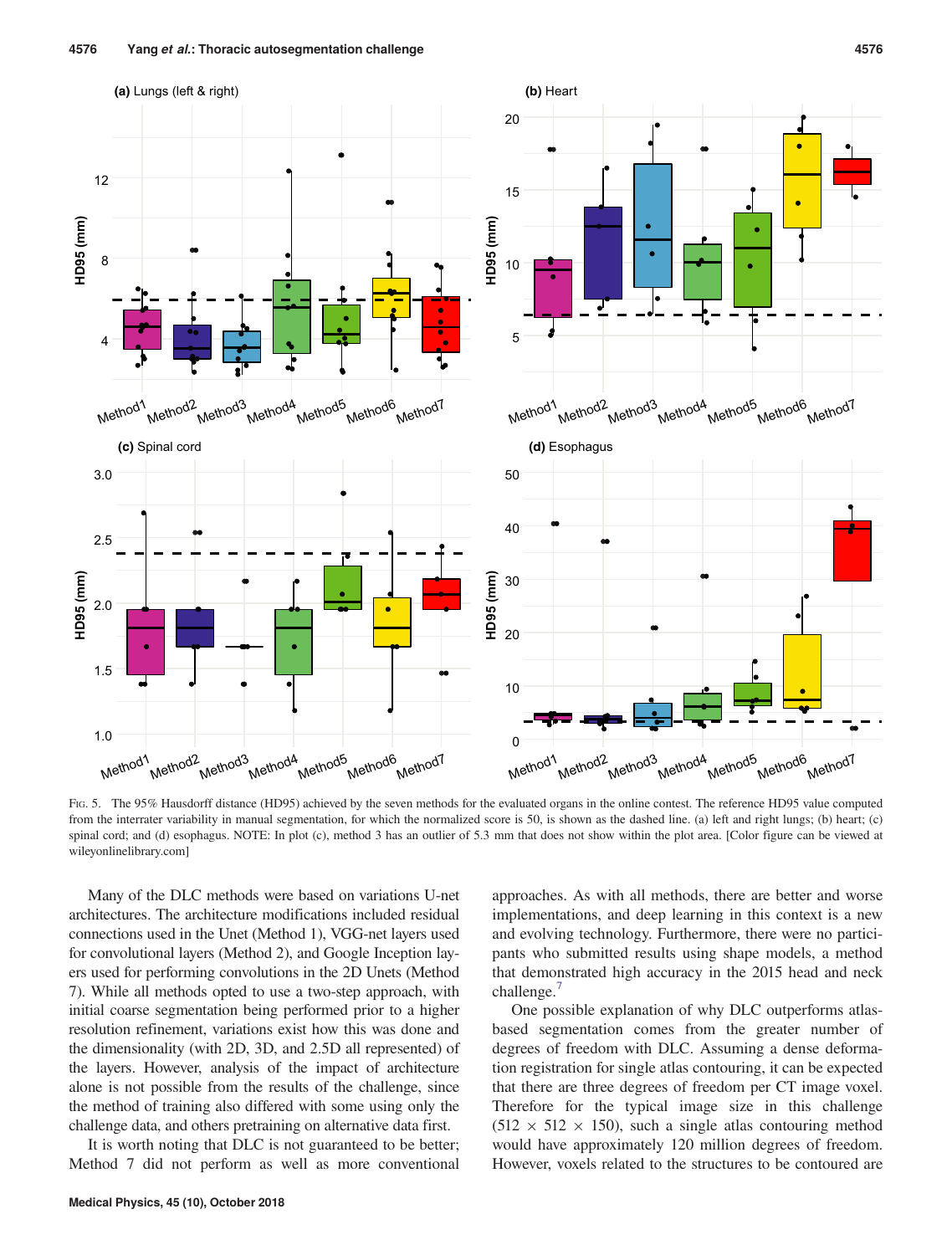Fig. 5. The 95% Hausdorff distance (HD95) achieved by the seven methods for the evaluated organs in the online contest. The reference HD95 value computed from the interrater variability in manual segmentation, for which the normalized score is 50, is shown as the dashed line. (a) left and right lungs; (b) heart; (c) spinal cord; and (d) esophagus. NOTE: In plot (c), method 3 has an outlier of 5.3 mm that does not show within the plot area. [Color figure can be viewed at wileyonlinelibrary.com]

Many of the DLC methods were based on variations U-net architectures. The architecture modifications included residual connections used in the Unet (Method 1), VGG-net layers used for convolutional layers (Method 2), and Google Inception layers used for performing convolutions in the 2D Unets (Method 7). While all methods opted to use a two-step approach, with initial coarse segmentation being performed prior to a higher resolution refinement, variations exist how this was done and the dimensionality (with 2D, 3D, and 2.5D all represented) of the layers. However, analysis of the impact of architecture alone is not possible from the results of the challenge, since the method of training also differed with some using only the challenge data, and others pretraining on alternative data first.

It is worth noting that DLC is not guaranteed to be better; Method 7 did not perform as well as more conventional approaches. As with all methods, there are better and worse implementations, and deep learning in this context is a new and evolving technology. Furthermore, there were no participants who submitted results using shape models, a method that demonstrated high accuracy in the 2015 head and neck challenge.[7]

One possible explanation of why DLC outperforms atlas-based segmentation comes from the greater number of degrees of freedom with DLC. Assuming a dense deformation registration for single atlas contouring, it can be expected that there are three degrees of freedom per CT image voxel. Therefore for the typical image size in this challenge ($512 \times 512 \times 150$), such a single atlas contouring method would have approximately 120 million degrees of freedom. However, voxels related to the structures to be contoured are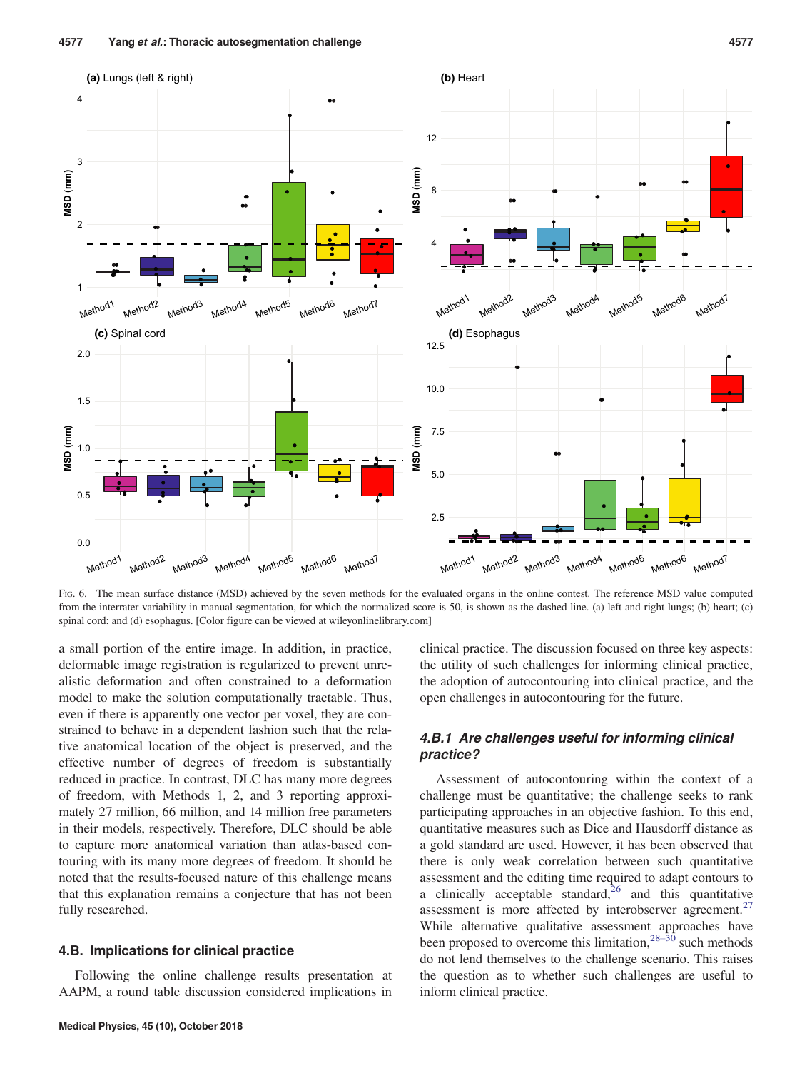FIG. 6. The mean surface distance (MSD) achieved by the seven methods for the evaluated organs in the online contest. The reference MSD value computed from the interrater variability in manual segmentation, for which the normalized score is 50, is shown as the dashed line. (a) left and right lungs; (b) heart; (c) spinal cord; and (d) esophagus. [Color figure can be viewed at wileyonlinelibrary.com]

a small portion of the entire image. In addition, in practice, deformable image registration is regularized to prevent unrealistic deformation and often constrained to a deformation model to make the solution computationally tractable. Thus, even if there is apparently one vector per voxel, they are constrained to behave in a dependent fashion such that the relative anatomical location of the object is preserved, and the effective number of degrees of freedom is substantially reduced in practice. In contrast, DLC has many more degrees of freedom, with Methods 1, 2, and 3 reporting approximately 27 million, 66 million, and 14 million free parameters in their models, respectively. Therefore, DLC should be able to capture more anatomical variation than atlas-based contouring with its many more degrees of freedom. It should be noted that the results-focused nature of this challenge means that this explanation remains a conjecture that has not been fully researched.

### 4.B. Implications for clinical practice

Following the online challenge results presentation at AAPM, a round table discussion considered implications in clinical practice. The discussion focused on three key aspects: the utility of such challenges for informing clinical practice, the adoption of autocontouring into clinical practice, and the open challenges in autocontouring for the future.

#### *4.B.1 Are challenges useful for informing clinical practice?*

Assessment of autocontouring within the context of a challenge must be quantitative; the challenge seeks to rank participating approaches in an objective fashion. To this end, quantitative measures such as Dice and Hausdorff distance as a gold standard are used. However, it has been observed that there is only weak correlation between such quantitative assessment and the editing time required to adapt contours to a clinically acceptable standard,[26] and this quantitative assessment is more affected by interobserver agreement.[27] While alternative qualitative assessment approaches have been proposed to overcome this limitation,[28–30] such methods do not lend themselves to the challenge scenario. This raises the question as to whether such challenges are useful to inform clinical practice.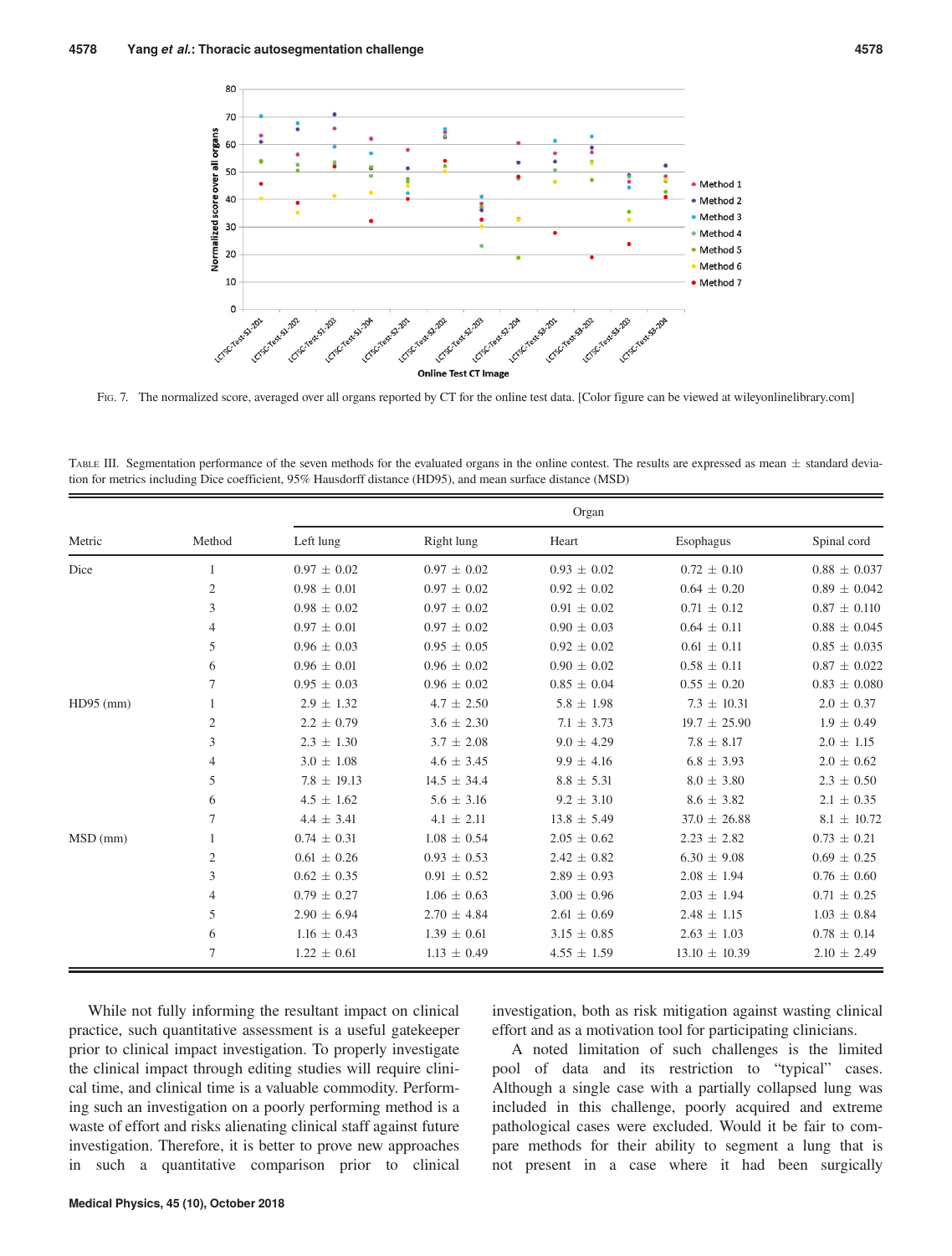FIG. 7. The normalized score, averaged over all organs reported by CT for the online test data. [Color figure can be viewed at wileyonlinelibrary.com]

TABLE III. Segmentation performance of the seven methods for the evaluated organs in the online contest. The results are expressed as mean ± standard deviation for metrics including Dice coefficient, 95% Hausdorff distance (HD95), and mean surface distance (MSD)

| Metric | Method | Organ | | | | |
|---|---|---|---|---|---|---|
| | | Left lung | Right lung | Heart | Esophagus | Spinal cord |
| Dice | 1 | 0.97 ± 0.02 | 0.97 ± 0.02 | 0.93 ± 0.02 | 0.72 ± 0.10 | 0.88 ± 0.037 |
| | 2 | 0.98 ± 0.01 | 0.97 ± 0.02 | 0.92 ± 0.02 | 0.64 ± 0.20 | 0.89 ± 0.042 |
| | 3 | 0.98 ± 0.02 | 0.97 ± 0.02 | 0.91 ± 0.02 | 0.71 ± 0.12 | 0.87 ± 0.110 |
| | 4 | 0.97 ± 0.01 | 0.97 ± 0.02 | 0.90 ± 0.03 | 0.64 ± 0.11 | 0.88 ± 0.045 |
| | 5 | 0.96 ± 0.03 | 0.95 ± 0.05 | 0.92 ± 0.02 | 0.61 ± 0.11 | 0.85 ± 0.035 |
| | 6 | 0.96 ± 0.01 | 0.96 ± 0.02 | 0.90 ± 0.02 | 0.58 ± 0.11 | 0.87 ± 0.022 |
| | 7 | 0.95 ± 0.03 | 0.96 ± 0.02 | 0.85 ± 0.04 | 0.55 ± 0.20 | 0.83 ± 0.080 |
| HD95 (mm) | 1 | 2.9 ± 1.32 | 4.7 ± 2.50 | 5.8 ± 1.98 | 7.3 ± 10.31 | 2.0 ± 0.37 |
| | 2 | 2.2 ± 0.79 | 3.6 ± 2.30 | 7.1 ± 3.73 | 19.7 ± 25.90 | 1.9 ± 0.49 |
| | 3 | 2.3 ± 1.30 | 3.7 ± 2.08 | 9.0 ± 4.29 | 7.8 ± 8.17 | 2.0 ± 1.15 |
| | 4 | 3.0 ± 1.08 | 4.6 ± 3.45 | 9.9 ± 4.16 | 6.8 ± 3.93 | 2.0 ± 0.62 |
| | 5 | 7.8 ± 19.13 | 14.5 ± 34.4 | 8.8 ± 5.31 | 8.0 ± 3.80 | 2.3 ± 0.50 |
| | 6 | 4.5 ± 1.62 | 5.6 ± 3.16 | 9.2 ± 3.10 | 8.6 ± 3.82 | 2.1 ± 0.35 |
| | 7 | 4.4 ± 3.41 | 4.1 ± 2.11 | 13.8 ± 5.49 | 37.0 ± 26.88 | 8.1 ± 10.72 |
| MSD (mm) | 1 | 0.74 ± 0.31 | 1.08 ± 0.54 | 2.05 ± 0.62 | 2.23 ± 2.82 | 0.73 ± 0.21 |
| | 2 | 0.61 ± 0.26 | 0.93 ± 0.53 | 2.42 ± 0.82 | 6.30 ± 9.08 | 0.69 ± 0.25 |
| | 3 | 0.62 ± 0.35 | 0.91 ± 0.52 | 2.89 ± 0.93 | 2.08 ± 1.94 | 0.76 ± 0.60 |
| | 4 | 0.79 ± 0.27 | 1.06 ± 0.63 | 3.00 ± 0.96 | 2.03 ± 1.94 | 0.71 ± 0.25 |
| | 5 | 2.90 ± 6.94 | 2.70 ± 4.84 | 2.61 ± 0.69 | 2.48 ± 1.15 | 1.03 ± 0.84 |
| | 6 | 1.16 ± 0.43 | 1.39 ± 0.61 | 3.15 ± 0.85 | 2.63 ± 1.03 | 0.78 ± 0.14 |
| | 7 | 1.22 ± 0.61 | 1.13 ± 0.49 | 4.55 ± 1.59 | 13.10 ± 10.39 | 2.10 ± 2.49 |

While not fully informing the resultant impact on clinical practice, such quantitative assessment is a useful gatekeeper prior to clinical impact investigation. To properly investigate the clinical impact through editing studies will require clinical time, and clinical time is a valuable commodity. Performing such an investigation on a poorly performing method is a waste of effort and risks alienating clinical staff against future investigation. Therefore, it is better to prove new approaches in such a quantitative comparison prior to clinical investigation, both as risk mitigation against wasting clinical effort and as a motivation tool for participating clinicians.

A noted limitation of such challenges is the limited pool of data and its restriction to "typical" cases. Although a single case with a partially collapsed lung was included in this challenge, poorly acquired and extreme pathological cases were excluded. Would it be fair to compare methods for their ability to segment a lung that is not present in a case where it had been surgically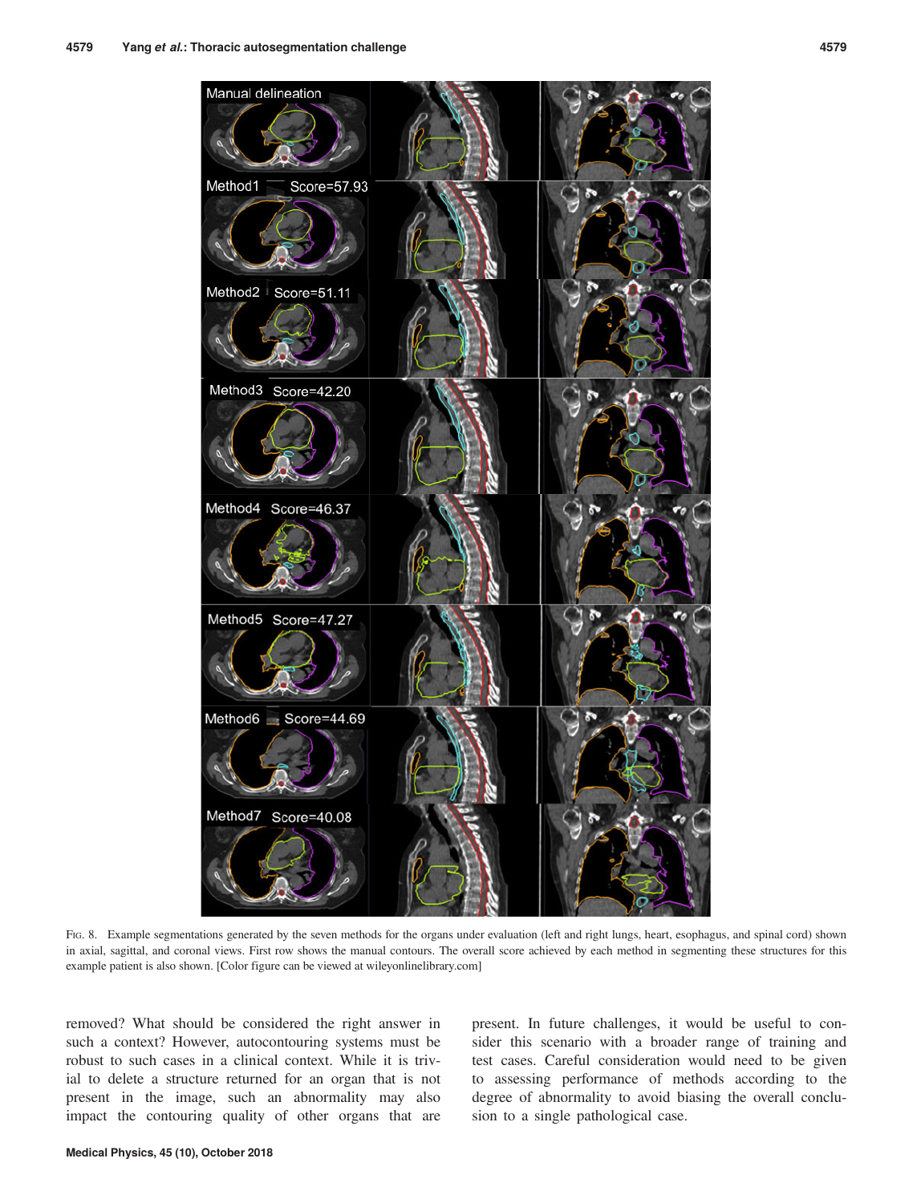Fig. 8. Example segmentations generated by the seven methods for the organs under evaluation (left and right lungs, heart, esophagus, and spinal cord) shown in axial, sagittal, and coronal views. First row shows the manual contours. The overall score achieved by each method in segmenting these structures for this example patient is also shown. [Color figure can be viewed at wileyonlinelibrary.com]

removed? What should be considered the right answer in such a context? However, autocontouring systems must be robust to such cases in a clinical context. While it is trivial to delete a structure returned for an organ that is not present in the image, such an abnormality may also impact the contouring quality of other organs that are present. In future challenges, it would be useful to consider this scenario with a broader range of training and test cases. Careful consideration would need to be given to assessing performance of methods according to the degree of abnormality to avoid biasing the overall conclusion to a single pathological case.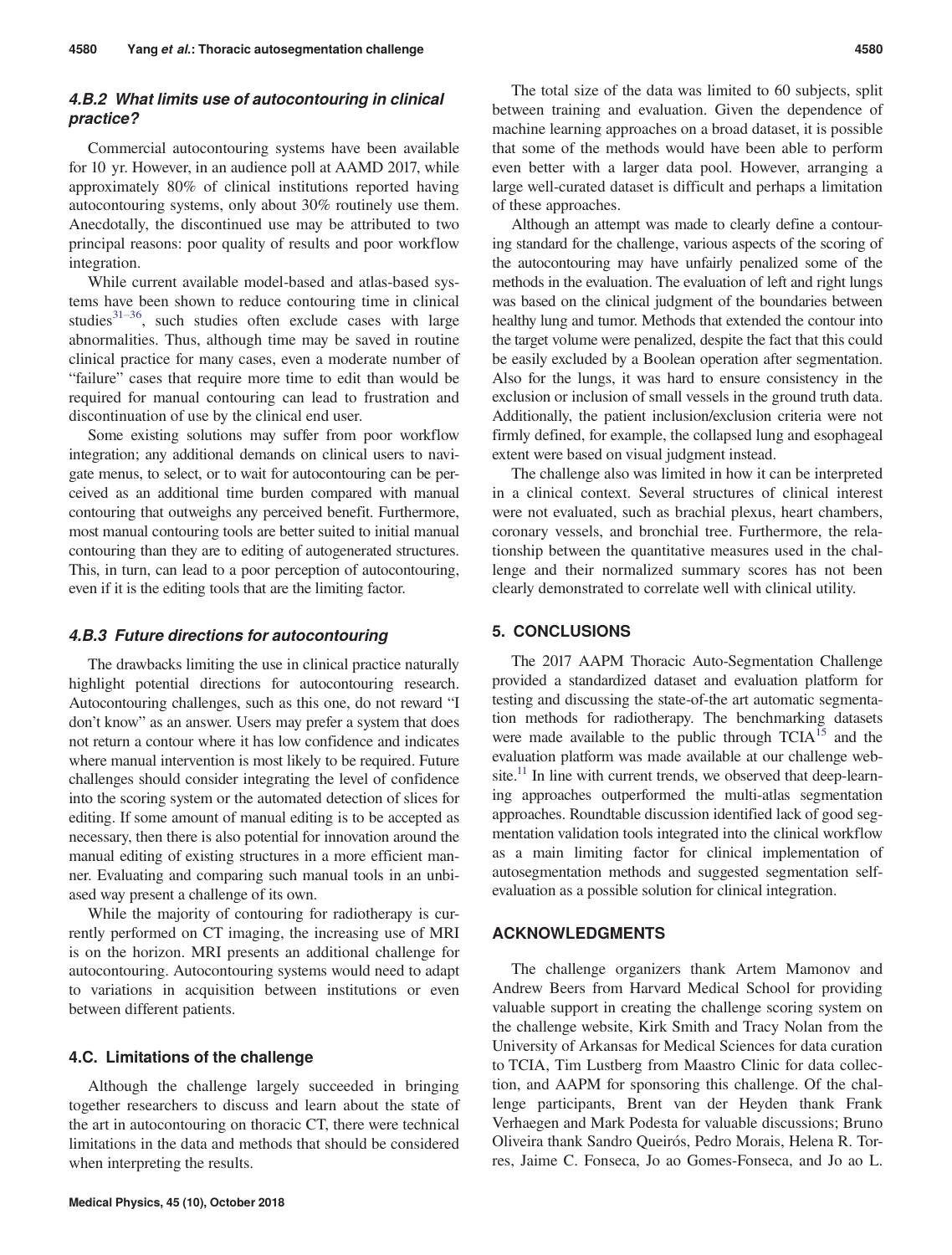### 4.B.2 What limits use of autocontouring in clinical practice?

Commercial autocontouring systems have been available for 10 yr. However, in an audience poll at AAMD 2017, while approximately 80% of clinical institutions reported having autocontouring systems, only about 30% routinely use them. Anecdotally, the discontinued use may be attributed to two principal reasons: poor quality of results and poor workflow integration.

While current available model-based and atlas-based systems have been shown to reduce contouring time in clinical studies[31–36], such studies often exclude cases with large abnormalities. Thus, although time may be saved in routine clinical practice for many cases, even a moderate number of "failure" cases that require more time to edit than would be required for manual contouring can lead to frustration and discontinuation of use by the clinical end user.

Some existing solutions may suffer from poor workflow integration; any additional demands on clinical users to navigate menus, to select, or to wait for autocontouring can be perceived as an additional time burden compared with manual contouring that outweighs any perceived benefit. Furthermore, most manual contouring tools are better suited to initial manual contouring than they are to editing of autogenerated structures. This, in turn, can lead to a poor perception of autocontouring, even if it is the editing tools that are the limiting factor.

### 4.B.3 Future directions for autocontouring

The drawbacks limiting the use in clinical practice naturally highlight potential directions for autocontouring research. Autocontouring challenges, such as this one, do not reward "I don't know" as an answer. Users may prefer a system that does not return a contour where it has low confidence and indicates where manual intervention is most likely to be required. Future challenges should consider integrating the level of confidence into the scoring system or the automated detection of slices for editing. If some amount of manual editing is to be accepted as necessary, then there is also potential for innovation around the manual editing of existing structures in a more efficient manner. Evaluating and comparing such manual tools in an unbiased way present a challenge of its own.

While the majority of contouring for radiotherapy is currently performed on CT imaging, the increasing use of MRI is on the horizon. MRI presents an additional challenge for autocontouring. Autocontouring systems would need to adapt to variations in acquisition between institutions or even between different patients.

### 4.C. Limitations of the challenge

Although the challenge largely succeeded in bringing together researchers to discuss and learn about the state of the art in autocontouring on thoracic CT, there were technical limitations in the data and methods that should be considered when interpreting the results.

The total size of the data was limited to 60 subjects, split between training and evaluation. Given the dependence of machine learning approaches on a broad dataset, it is possible that some of the methods would have been able to perform even better with a larger data pool. However, arranging a large well-curated dataset is difficult and perhaps a limitation of these approaches.

Although an attempt was made to clearly define a contouring standard for the challenge, various aspects of the scoring of the autocontouring may have unfairly penalized some of the methods in the evaluation. The evaluation of left and right lungs was based on the clinical judgment of the boundaries between healthy lung and tumor. Methods that extended the contour into the target volume were penalized, despite the fact that this could be easily excluded by a Boolean operation after segmentation. Also for the lungs, it was hard to ensure consistency in the exclusion or inclusion of small vessels in the ground truth data. Additionally, the patient inclusion/exclusion criteria were not firmly defined, for example, the collapsed lung and esophageal extent were based on visual judgment instead.

The challenge also was limited in how it can be interpreted in a clinical context. Several structures of clinical interest were not evaluated, such as brachial plexus, heart chambers, coronary vessels, and bronchial tree. Furthermore, the relationship between the quantitative measures used in the challenge and their normalized summary scores has not been clearly demonstrated to correlate well with clinical utility.

## 5. CONCLUSIONS

The 2017 AAPM Thoracic Auto-Segmentation Challenge provided a standardized dataset and evaluation platform for testing and discussing the state-of-the art automatic segmentation methods for radiotherapy. The benchmarking datasets were made available to the public through TCIA[15] and the evaluation platform was made available at our challenge website.[11] In line with current trends, we observed that deep-learning approaches outperformed the multi-atlas segmentation approaches. Roundtable discussion identified lack of good segmentation validation tools integrated into the clinical workflow as a main limiting factor for clinical implementation of autosegmentation methods and suggested segmentation self-evaluation as a possible solution for clinical integration.

## ACKNOWLEDGMENTS

The challenge organizers thank Artem Mamonov and Andrew Beers from Harvard Medical School for providing valuable support in creating the challenge scoring system on the challenge website, Kirk Smith and Tracy Nolan from the University of Arkansas for Medical Sciences for data curation to TCIA, Tim Lustberg from Maastro Clinic for data collection, and AAPM for sponsoring this challenge. Of the challenge participants, Brent van der Heyden thank Frank Verhaegen and Mark Podesta for valuable discussions; Bruno Oliveira thank Sandro Queirós, Pedro Morais, Helena R. Torres, Jaime C. Fonseca, Jo ao Gomes-Fonseca, and Jo ao L.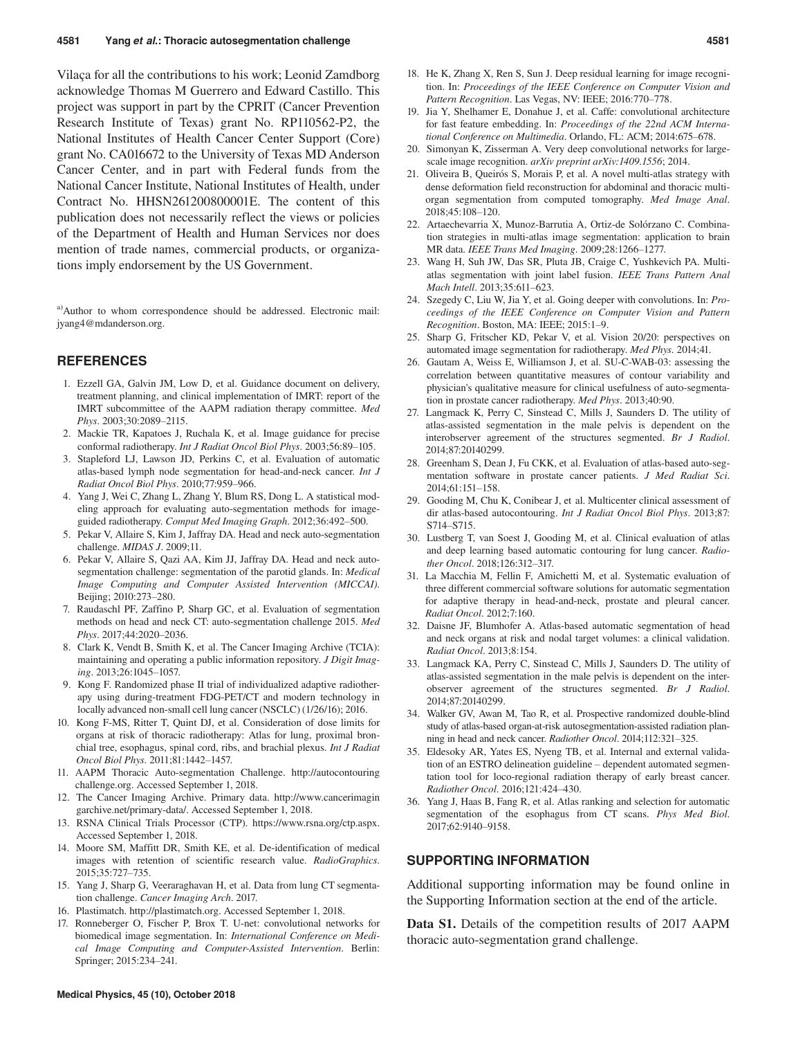Vilaça for all the contributions to his work; Leonid Zamdborg acknowledge Thomas M Guerrero and Edward Castillo. This project was support in part by the CPRIT (Cancer Prevention Research Institute of Texas) grant No. RP110562-P2, the National Institutes of Health Cancer Center Support (Core) grant No. CA016672 to the University of Texas MD Anderson Cancer Center, and in part with Federal funds from the National Cancer Institute, National Institutes of Health, under Contract No. HHSN261200800001E. The content of this publication does not necessarily reflect the views or policies of the Department of Health and Human Services nor does mention of trade names, commercial products, or organizations imply endorsement by the US Government.

[a]Author to whom correspondence should be addressed. Electronic mail: jyang4@mdanderson.org.

## REFERENCES

1. Ezzell GA, Galvin JM, Low D, et al. Guidance document on delivery, treatment planning, and clinical implementation of IMRT: report of the IMRT subcommittee of the AAPM radiation therapy committee. *Med Phys*. 2003;30:2089–2115.
2. Mackie TR, Kapatoes J, Ruchala K, et al. Image guidance for precise conformal radiotherapy. *Int J Radiat Oncol Biol Phys*. 2003;56:89–105.
3. Stapleford LJ, Lawson JD, Perkins C, et al. Evaluation of automatic atlas-based lymph node segmentation for head-and-neck cancer. *Int J Radiat Oncol Biol Phys*. 2010;77:959–966.
4. Yang J, Wei C, Zhang L, Zhang Y, Blum RS, Dong L. A statistical modeling approach for evaluating auto-segmentation methods for image-guided radiotherapy. *Comput Med Imaging Graph*. 2012;36:492–500.
5. Pekar V, Allaire S, Kim J, Jaffray DA. Head and neck auto-segmentation challenge. *MIDAS J*. 2009;11.
6. Pekar V, Allaire S, Qazi AA, Kim JJ, Jaffray DA. Head and neck auto-segmentation challenge: segmentation of the parotid glands. In: *Medical Image Computing and Computer Assisted Intervention (MICCAI)*. Beijing; 2010:273–280.
7. Raudaschl PF, Zaffino P, Sharp GC, et al. Evaluation of segmentation methods on head and neck CT: auto-segmentation challenge 2015. *Med Phys*. 2017;44:2020–2036.
8. Clark K, Vendt B, Smith K, et al. The Cancer Imaging Archive (TCIA): maintaining and operating a public information repository. *J Digit Imaging*. 2013;26:1045–1057.
9. Kong F. Randomized phase II trial of individualized adaptive radiotherapy using during-treatment FDG-PET/CT and modern technology in locally advanced non-small cell lung cancer (NSCLC) (1/26/16); 2016.
10. Kong F-MS, Ritter T, Quint DJ, et al. Consideration of dose limits for organs at risk of thoracic radiotherapy: Atlas for lung, proximal bronchial tree, esophagus, spinal cord, ribs, and brachial plexus. *Int J Radiat Oncol Biol Phys*. 2011;81:1442–1457.
11. AAPM Thoracic Auto-segmentation Challenge. http://autocontouringchallenge.org. Accessed September 1, 2018.
12. The Cancer Imaging Archive. Primary data. http://www.cancerimagingarchive.net/primary-data/. Accessed September 1, 2018.
13. RSNA Clinical Trials Processor (CTP). https://www.rsna.org/ctp.aspx. Accessed September 1, 2018.
14. Moore SM, Maffitt DR, Smith KE, et al. De-identification of medical images with retention of scientific research value. *RadioGraphics*. 2015;35:727–735.
15. Yang J, Sharp G, Veeraraghavan H, et al. Data from lung CT segmentation challenge. *Cancer Imaging Arch*. 2017.
16. Plastimatch. http://plastimatch.org. Accessed September 1, 2018.
17. Ronneberger O, Fischer P, Brox T. U-net: convolutional networks for biomedical image segmentation. In: *International Conference on Medical Image Computing and Computer-Assisted Intervention*. Berlin: Springer; 2015:234–241.
18. He K, Zhang X, Ren S, Sun J. Deep residual learning for image recognition. In: *Proceedings of the IEEE Conference on Computer Vision and Pattern Recognition*. Las Vegas, NV: IEEE; 2016:770–778.
19. Jia Y, Shelhamer E, Donahue J, et al. Caffe: convolutional architecture for fast feature embedding. In: *Proceedings of the 22nd ACM International Conference on Multimedia*. Orlando, FL: ACM; 2014:675–678.
20. Simonyan K, Zisserman A. Very deep convolutional networks for large-scale image recognition. *arXiv preprint arXiv:1409.1556*; 2014.
21. Oliveira B, Queirós S, Morais P, et al. A novel multi-atlas strategy with dense deformation field reconstruction for abdominal and thoracic multi-organ segmentation from computed tomography. *Med Image Anal*. 2018;45:108–120.
22. Artaechevarria X, Munoz-Barrutia A, Ortiz-de Solórzano C. Combination strategies in multi-atlas image segmentation: application to brain MR data. *IEEE Trans Med Imaging*. 2009;28:1266–1277.
23. Wang H, Suh JW, Das SR, Pluta JB, Craige C, Yushkevich PA. Multi-atlas segmentation with joint label fusion. *IEEE Trans Pattern Anal Mach Intell*. 2013;35:611–623.
24. Szegedy C, Liu W, Jia Y, et al. Going deeper with convolutions. In: *Proceedings of the IEEE Conference on Computer Vision and Pattern Recognition*. Boston, MA: IEEE; 2015:1–9.
25. Sharp G, Fritscher KD, Pekar V, et al. Vision 20/20: perspectives on automated image segmentation for radiotherapy. *Med Phys*. 2014;41.
26. Gautam A, Weiss E, Williamson J, et al. SU-C-WAB-03: assessing the correlation between quantitative measures of contour variability and physician's qualitative measure for clinical usefulness of auto-segmentation in prostate cancer radiotherapy. *Med Phys*. 2013;40:90.
27. Langmack K, Perry C, Sinstead C, Mills J, Saunders D. The utility of atlas-assisted segmentation in the male pelvis is dependent on the interobserver agreement of the structures segmented. *Br J Radiol*. 2014;87:20140299.
28. Greenham S, Dean J, Fu CKK, et al. Evaluation of atlas-based auto-segmentation software in prostate cancer patients. *J Med Radiat Sci*. 2014;61:151–158.
29. Gooding M, Chu K, Conibear J, et al. Multicenter clinical assessment of dir atlas-based autocontouring. *Int J Radiat Oncol Biol Phys*. 2013;87: S714–S715.
30. Lustberg T, van Soest J, Gooding M, et al. Clinical evaluation of atlas and deep learning based automatic contouring for lung cancer. *Radiother Oncol*. 2018;126:312–317.
31. La Macchia M, Fellin F, Amichetti M, et al. Systematic evaluation of three different commercial software solutions for automatic segmentation for adaptive therapy in head-and-neck, prostate and pleural cancer. *Radiat Oncol*. 2012;7:160.
32. Daisne JF, Blumhofer A. Atlas-based automatic segmentation of head and neck organs at risk and nodal target volumes: a clinical validation. *Radiat Oncol*. 2013;8:154.
33. Langmack KA, Perry C, Sinstead C, Mills J, Saunders D. The utility of atlas-assisted segmentation in the male pelvis is dependent on the interobserver agreement of the structures segmented. *Br J Radiol*. 2014;87:20140299.
34. Walker GV, Awan M, Tao R, et al. Prospective randomized double-blind study of atlas-based organ-at-risk autosegmentation-assisted radiation planning in head and neck cancer. *Radiother Oncol*. 2014;112:321–325.
35. Eldesoky AR, Yates ES, Nyeng TB, et al. Internal and external validation of an ESTRO delineation guideline – dependent automated segmentation tool for loco-regional radiation therapy of early breast cancer. *Radiother Oncol*. 2016;121:424–430.
36. Yang J, Haas B, Fang R, et al. Atlas ranking and selection for automatic segmentation of the esophagus from CT scans. *Phys Med Biol*. 2017;62:9140–9158.

## SUPPORTING INFORMATION

Additional supporting information may be found online in the Supporting Information section at the end of the article.

**Data S1.** Details of the competition results of 2017 AAPM thoracic auto-segmentation grand challenge.